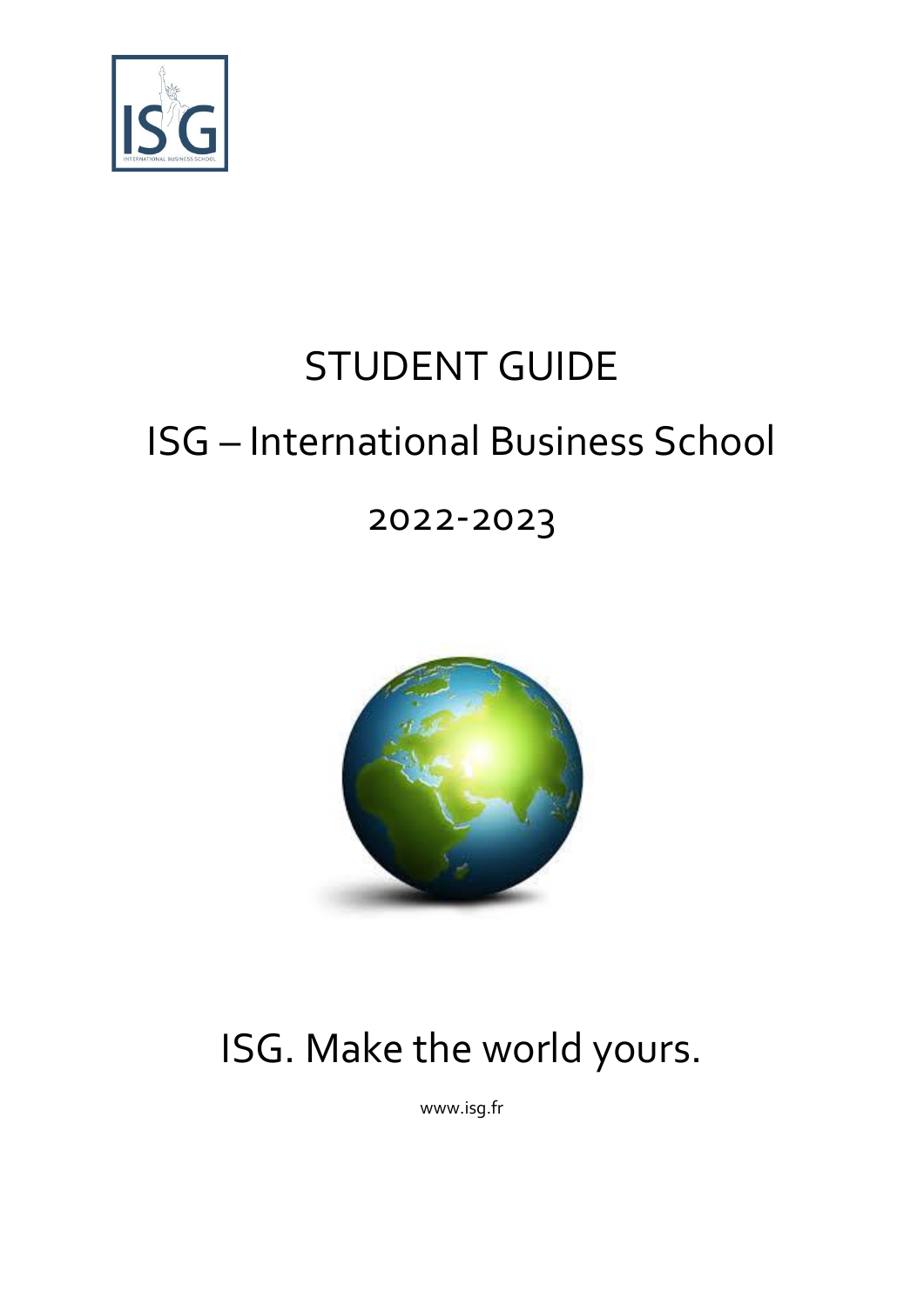# STUDENT GUIDE

# ISG – International Business School

# 2022-2023

ISG. Make the world yours.

www.isg.fr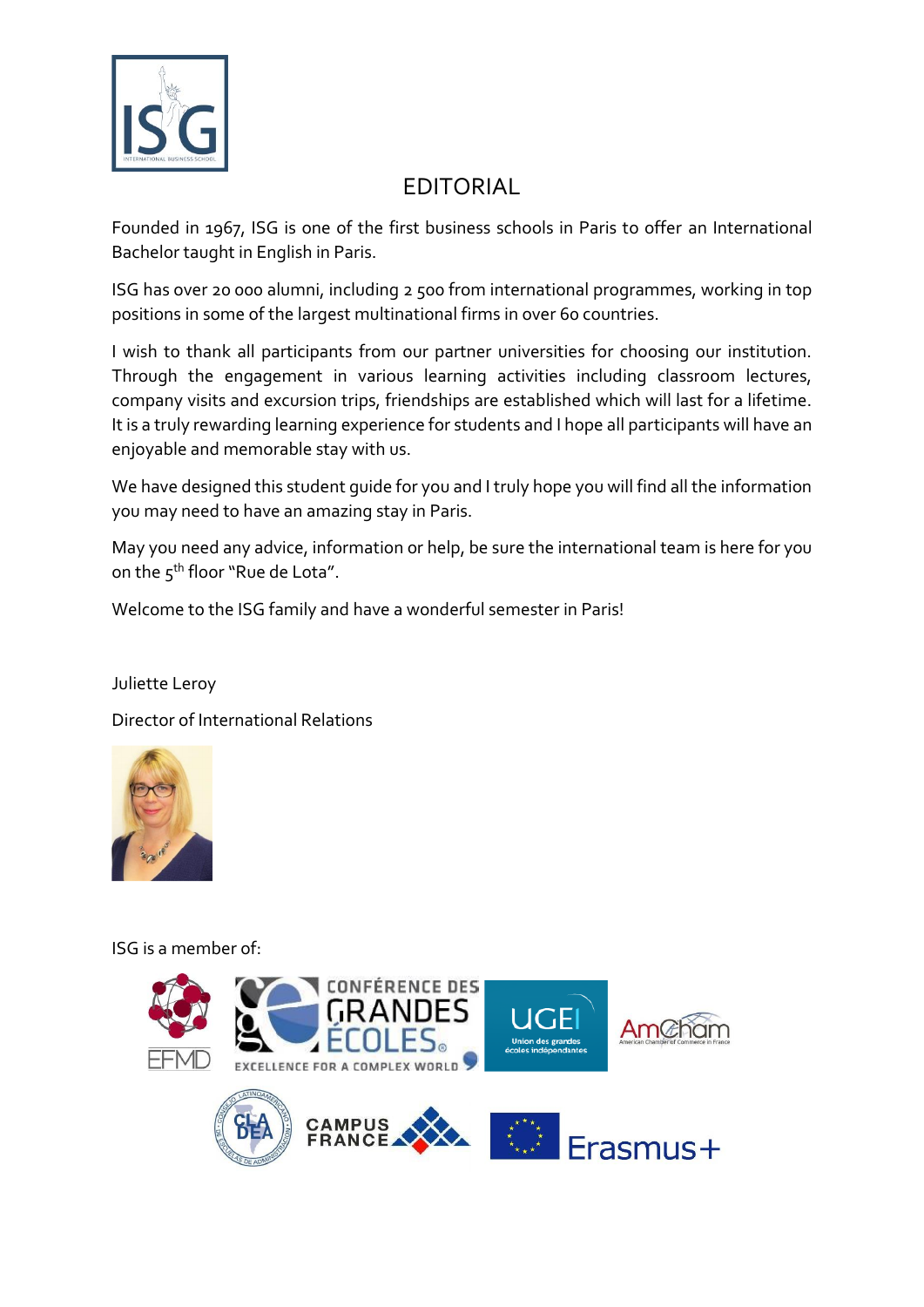# EDITORIAL

Founded in 1967, ISG is one of the first business schools in Paris to offer an International Bachelor taught in English in Paris.

ISG has over 20 000 alumni, including 2 500 from international programmes, working in top positions in some of the largest multinational firms in over 60 countries.

I wish to thank all participants from our partner universities for choosing our institution. Through the engagement in various learning activities including classroom lectures, company visits and excursion trips, friendships are established which will last for a lifetime. It is a truly rewarding learning experience for students and I hope all participants will have an enjoyable and memorable stay with us.

We have designed this student guide for you and I truly hope you will find all the information you may need to have an amazing stay in Paris.

May you need any advice, information or help, be sure the international team is here for you on the 5th floor "Rue de Lota".

Welcome to the ISG family and have a wonderful semester in Paris!

Juliette Leroy

Director of International Relations

ISG is a member of: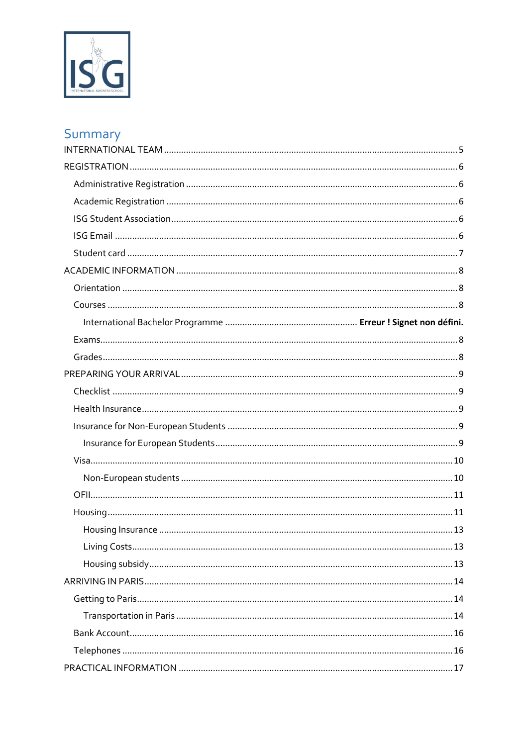# Summary

- INTERNATIONAL TEAM ..... 5
- REGISTRATION ..... 6
  - Administrative Registration ..... 6
  - Academic Registration ..... 6
  - ISG Student Association ..... 6
  - ISG Email ..... 6
  - Student card ..... 7
- ACADEMIC INFORMATION ..... 8
  - Orientation ..... 8
  - Courses ..... 8
    - International Bachelor Programme ..... **Erreur ! Signet non défini.**
  - Exams ..... 8
  - Grades ..... 8
- PREPARING YOUR ARRIVAL ..... 9
  - Checklist ..... 9
  - Health Insurance ..... 9
  - Insurance for Non-European Students ..... 9
    - Insurance for European Students ..... 9
  - Visa ..... 10
    - Non-European students ..... 10
  - OFII ..... 11
  - Housing ..... 11
    - Housing Insurance ..... 13
    - Living Costs ..... 13
    - Housing subsidy ..... 13
- ARRIVING IN PARIS ..... 14
  - Getting to Paris ..... 14
    - Transportation in Paris ..... 14
  - Bank Account ..... 16
  - Telephones ..... 16
- PRACTICAL INFORMATION ..... 17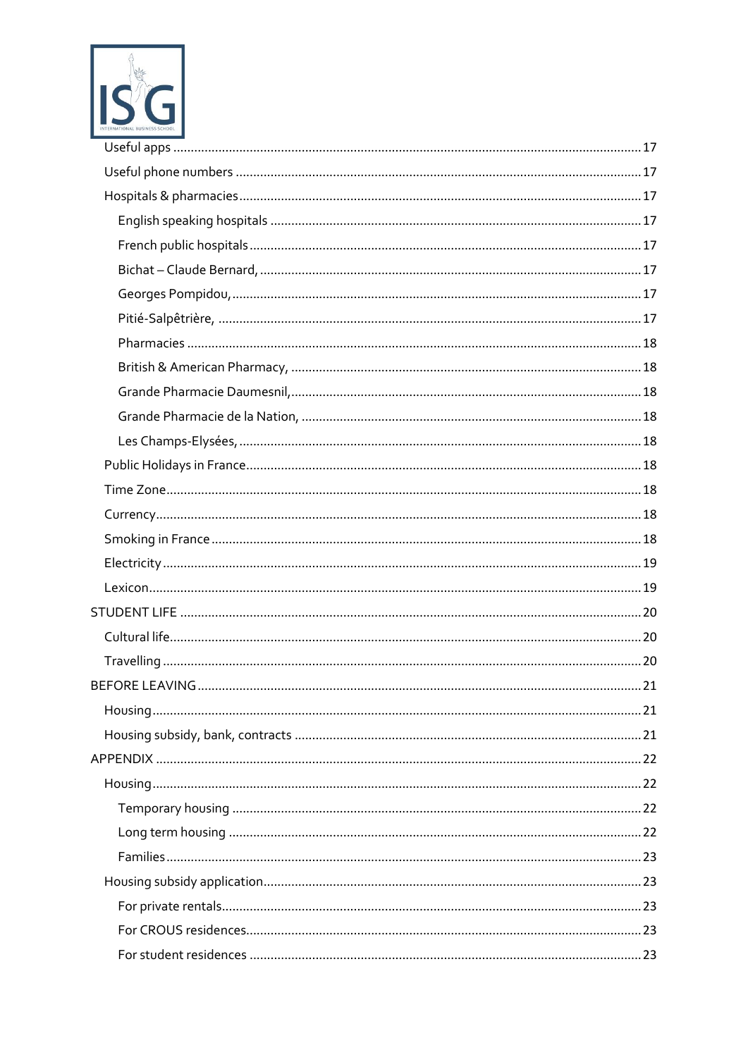Useful apps ..... 17

Useful phone numbers ..... 17

Hospitals & pharmacies ..... 17

- English speaking hospitals ..... 17
- French public hospitals ..... 17
- Bichat – Claude Bernard, ..... 17
- Georges Pompidou, ..... 17
- Pitié-Salpêtrière, ..... 17
- Pharmacies ..... 18
- British & American Pharmacy, ..... 18
- Grande Pharmacie Daumesnil, ..... 18
- Grande Pharmacie de la Nation, ..... 18
- Les Champs-Elysées, ..... 18

Public Holidays in France ..... 18

Time Zone ..... 18

Currency ..... 18

Smoking in France ..... 18

Electricity ..... 19

Lexicon ..... 19

STUDENT LIFE ..... 20

Cultural life ..... 20

Travelling ..... 20

BEFORE LEAVING ..... 21

Housing ..... 21

Housing subsidy, bank, contracts ..... 21

APPENDIX ..... 22

Housing ..... 22

- Temporary housing ..... 22
- Long term housing ..... 22
- Families ..... 23

Housing subsidy application ..... 23

- For private rentals ..... 23
- For CROUS residences ..... 23
- For student residences ..... 23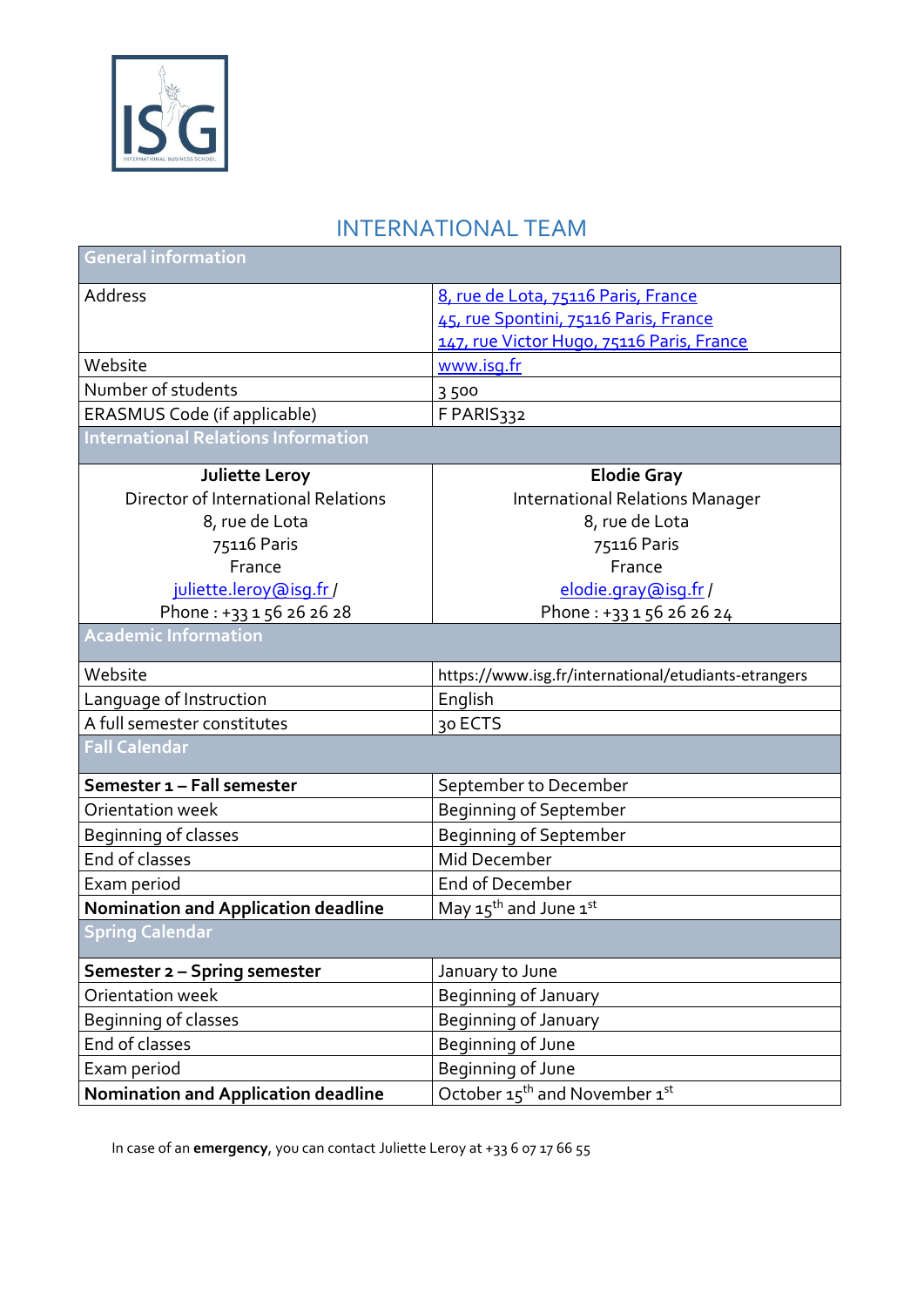## INTERNATIONAL TEAM

| General information | |
|---|---|
| Address | 8, rue de Lota, 75116 Paris, France<br>45, rue Spontini, 75116 Paris, France<br>147, rue Victor Hugo, 75116 Paris, France |
| Website | www.isg.fr |
| Number of students | 3 500 |
| ERASMUS Code (if applicable) | F PARIS332 |
| **International Relations Information** | |
| **Juliette Leroy**<br>Director of International Relations<br>8, rue de Lota<br>75116 Paris<br>France<br>juliette.leroy@isg.fr /<br>Phone : +33 1 56 26 26 28 | **Elodie Gray**<br>International Relations Manager<br>8, rue de Lota<br>75116 Paris<br>France<br>elodie.gray@isg.fr /<br>Phone : +33 1 56 26 26 24 |
| **Academic Information** | |
| Website | https://www.isg.fr/international/etudiants-etrangers |
| Language of Instruction | English |
| A full semester constitutes | 30 ECTS |
| **Fall Calendar** | |
| **Semester 1 – Fall semester** | September to December |
| Orientation week | Beginning of September |
| Beginning of classes | Beginning of September |
| End of classes | Mid December |
| Exam period | End of December |
| **Nomination and Application deadline** | May 15th and June 1st |
| **Spring Calendar** | |
| **Semester 2 – Spring semester** | January to June |
| Orientation week | Beginning of January |
| Beginning of classes | Beginning of January |
| End of classes | Beginning of June |
| Exam period | Beginning of June |
| **Nomination and Application deadline** | October 15th and November 1st |

In case of an **emergency**, you can contact Juliette Leroy at +33 6 07 17 66 55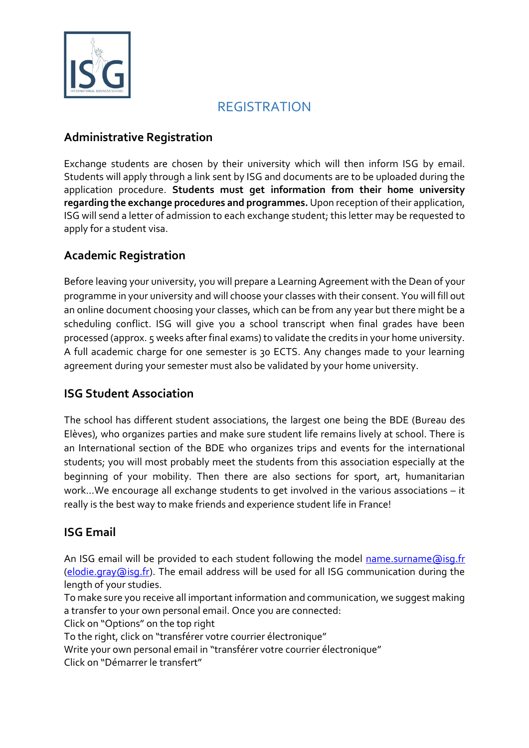# REGISTRATION

## Administrative Registration

Exchange students are chosen by their university which will then inform ISG by email. Students will apply through a link sent by ISG and documents are to be uploaded during the application procedure. **Students must get information from their home university regarding the exchange procedures and programmes.** Upon reception of their application, ISG will send a letter of admission to each exchange student; this letter may be requested to apply for a student visa.

## Academic Registration

Before leaving your university, you will prepare a Learning Agreement with the Dean of your programme in your university and will choose your classes with their consent. You will fill out an online document choosing your classes, which can be from any year but there might be a scheduling conflict. ISG will give you a school transcript when final grades have been processed (approx. 5 weeks after final exams) to validate the credits in your home university. A full academic charge for one semester is 30 ECTS. Any changes made to your learning agreement during your semester must also be validated by your home university.

## ISG Student Association

The school has different student associations, the largest one being the BDE (Bureau des Elèves), who organizes parties and make sure student life remains lively at school. There is an International section of the BDE who organizes trips and events for the international students; you will most probably meet the students from this association especially at the beginning of your mobility. Then there are also sections for sport, art, humanitarian work…We encourage all exchange students to get involved in the various associations – it really is the best way to make friends and experience student life in France!

## ISG Email

An ISG email will be provided to each student following the model name.surname@isg.fr (elodie.gray@isg.fr). The email address will be used for all ISG communication during the length of your studies.

To make sure you receive all important information and communication, we suggest making a transfer to your own personal email. Once you are connected:

Click on "Options" on the top right

To the right, click on "transférer votre courrier électronique"

Write your own personal email in "transférer votre courrier électronique"

Click on "Démarrer le transfert"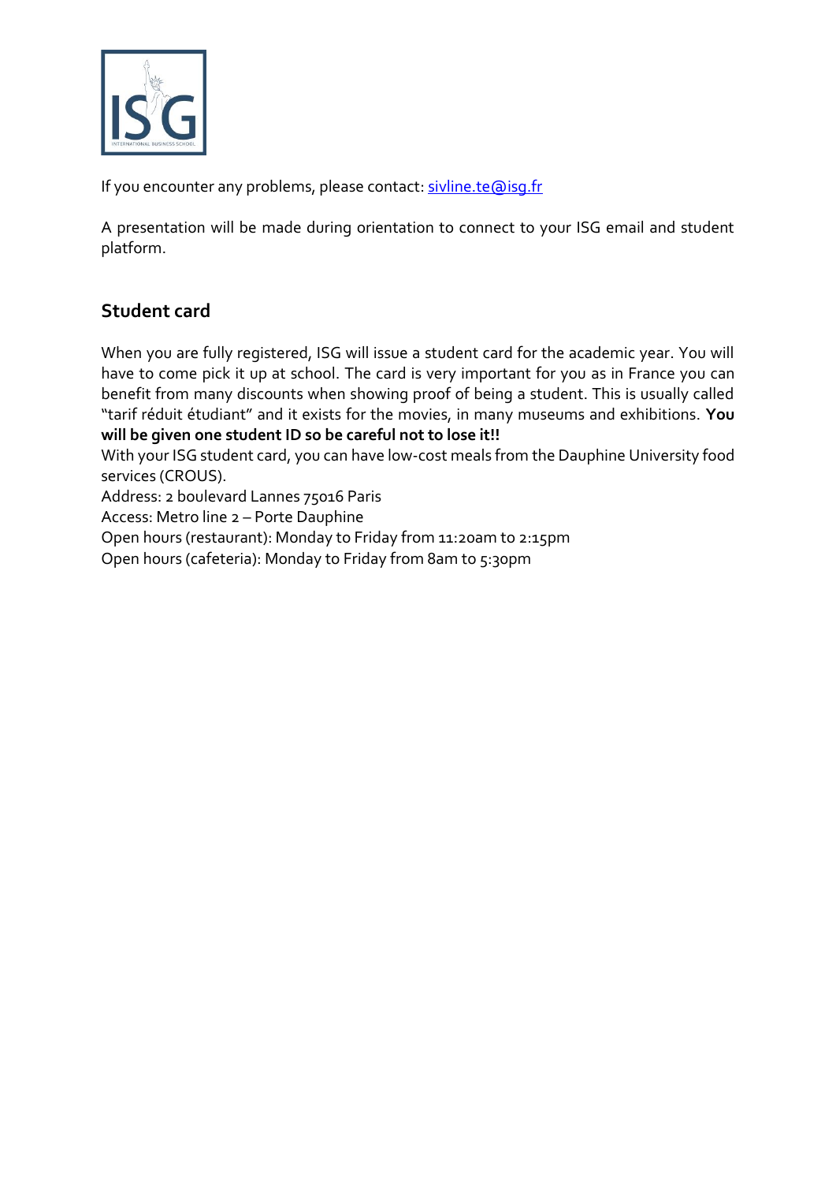If you encounter any problems, please contact: sivline.te@isg.fr

A presentation will be made during orientation to connect to your ISG email and student platform.

## Student card

When you are fully registered, ISG will issue a student card for the academic year. You will have to come pick it up at school. The card is very important for you as in France you can benefit from many discounts when showing proof of being a student. This is usually called "tarif réduit étudiant" and it exists for the movies, in many museums and exhibitions. **You will be given one student ID so be careful not to lose it!!**

With your ISG student card, you can have low-cost meals from the Dauphine University food services (CROUS).

Address: 2 boulevard Lannes 75016 Paris

Access: Metro line 2 – Porte Dauphine

Open hours (restaurant): Monday to Friday from 11:20am to 2:15pm

Open hours (cafeteria): Monday to Friday from 8am to 5:30pm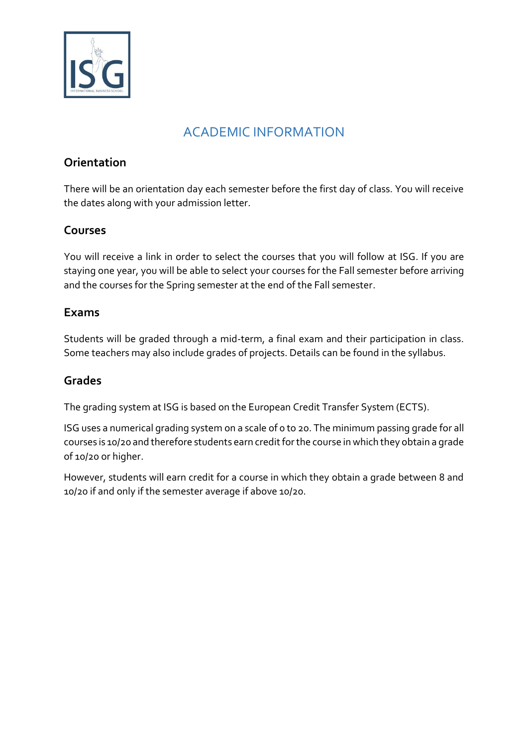# ACADEMIC INFORMATION

## Orientation

There will be an orientation day each semester before the first day of class. You will receive the dates along with your admission letter.

## Courses

You will receive a link in order to select the courses that you will follow at ISG. If you are staying one year, you will be able to select your courses for the Fall semester before arriving and the courses for the Spring semester at the end of the Fall semester.

## Exams

Students will be graded through a mid-term, a final exam and their participation in class. Some teachers may also include grades of projects. Details can be found in the syllabus.

## Grades

The grading system at ISG is based on the European Credit Transfer System (ECTS).

ISG uses a numerical grading system on a scale of 0 to 20. The minimum passing grade for all courses is 10/20 and therefore students earn credit for the course in which they obtain a grade of 10/20 or higher.

However, students will earn credit for a course in which they obtain a grade between 8 and 10/20 if and only if the semester average if above 10/20.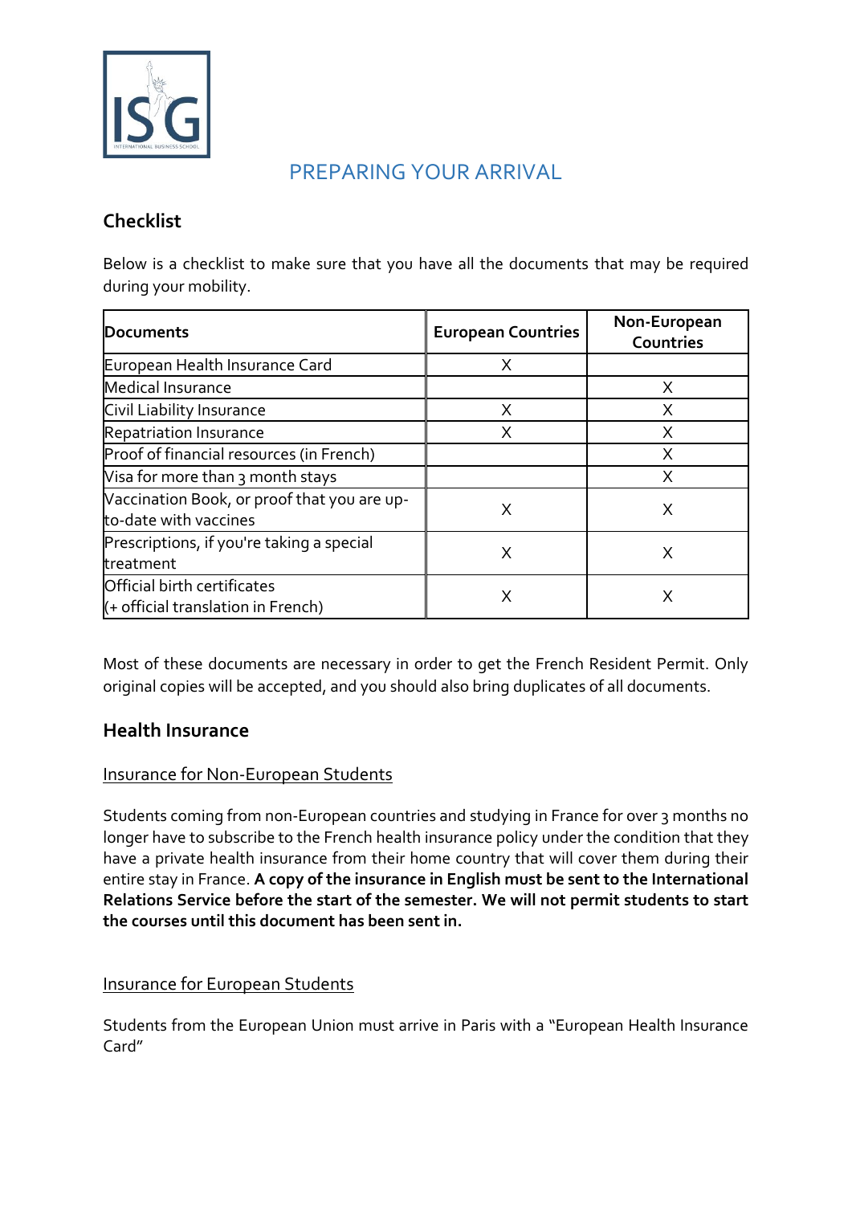# PREPARING YOUR ARRIVAL

## Checklist

Below is a checklist to make sure that you have all the documents that may be required during your mobility.

| Documents | European Countries | Non-European Countries |
|---|---|---|
| European Health Insurance Card | X | |
| Medical Insurance | | X |
| Civil Liability Insurance | X | X |
| Repatriation Insurance | X | X |
| Proof of financial resources (in French) | | X |
| Visa for more than 3 month stays | | X |
| Vaccination Book, or proof that you are up-to-date with vaccines | X | X |
| Prescriptions, if you're taking a special treatment | X | X |
| Official birth certificates (+ official translation in French) | X | X |

Most of these documents are necessary in order to get the French Resident Permit. Only original copies will be accepted, and you should also bring duplicates of all documents.

## Health Insurance

### Insurance for Non-European Students

Students coming from non-European countries and studying in France for over 3 months no longer have to subscribe to the French health insurance policy under the condition that they have a private health insurance from their home country that will cover them during their entire stay in France. **A copy of the insurance in English must be sent to the International Relations Service before the start of the semester. We will not permit students to start the courses until this document has been sent in.**

### Insurance for European Students

Students from the European Union must arrive in Paris with a "European Health Insurance Card"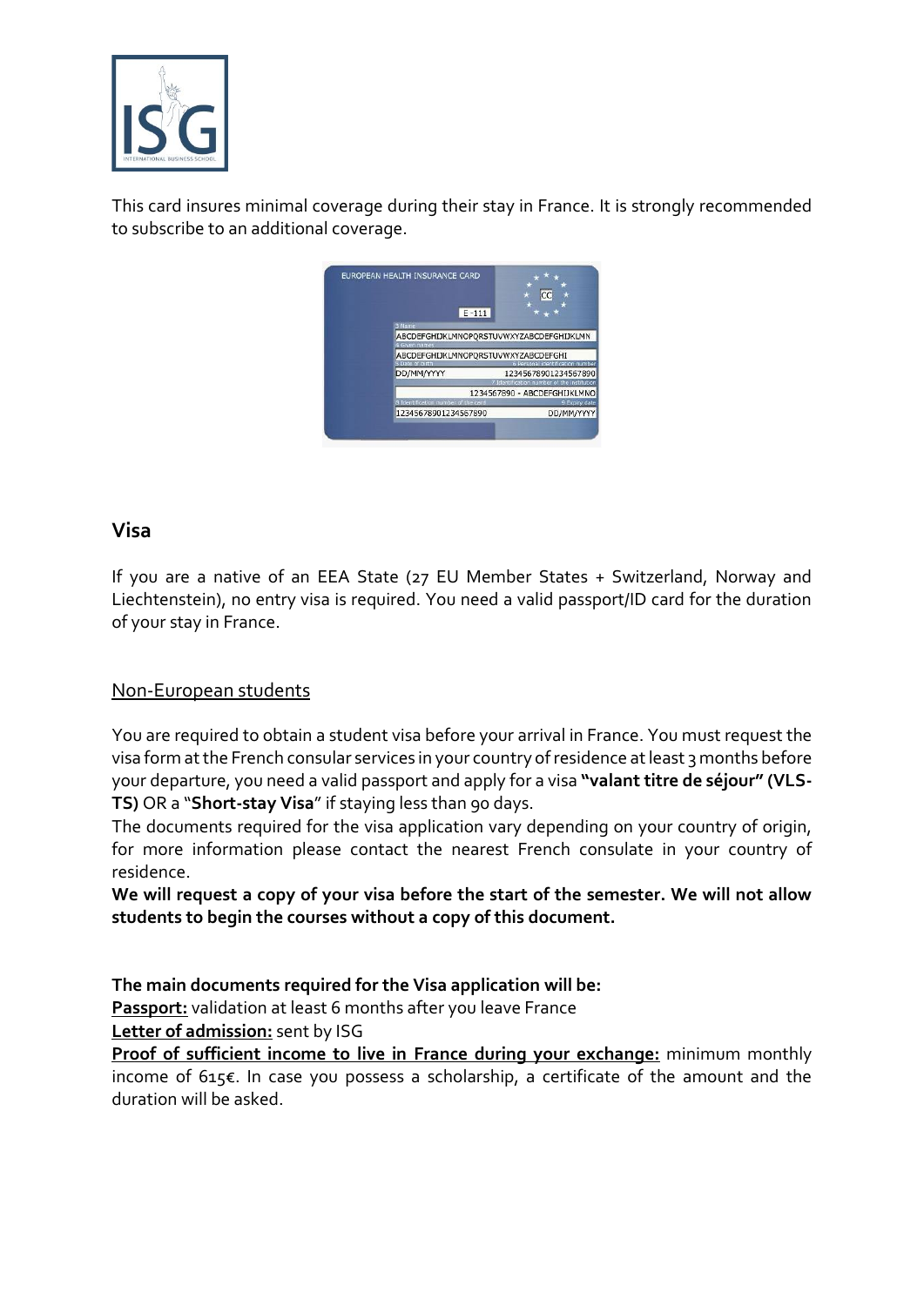This card insures minimal coverage during their stay in France. It is strongly recommended to subscribe to an additional coverage.

## Visa

If you are a native of an EEA State (27 EU Member States + Switzerland, Norway and Liechtenstein), no entry visa is required. You need a valid passport/ID card for the duration of your stay in France.

### Non-European students

You are required to obtain a student visa before your arrival in France. You must request the visa form at the French consular services in your country of residence at least 3 months before your departure, you need a valid passport and apply for a visa **"valant titre de séjour" (VLS-TS)** OR a "**Short-stay Visa**" if staying less than 90 days.
The documents required for the visa application vary depending on your country of origin, for more information please contact the nearest French consulate in your country of residence.
**We will request a copy of your visa before the start of the semester. We will not allow students to begin the courses without a copy of this document.**

**The main documents required for the Visa application will be:**
**Passport:** validation at least 6 months after you leave France
**Letter of admission:** sent by ISG
**Proof of sufficient income to live in France during your exchange:** minimum monthly income of 615€. In case you possess a scholarship, a certificate of the amount and the duration will be asked.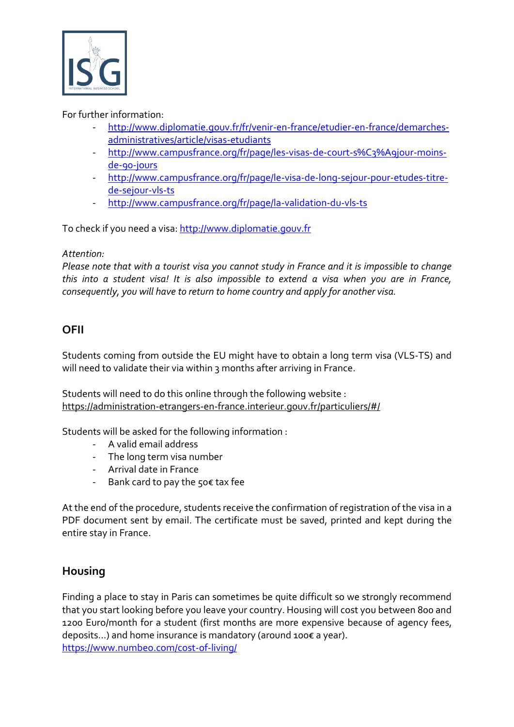For further information:

- [http://www.diplomatie.gouv.fr/fr/venir-en-france/etudier-en-france/demarches-administratives/article/visas-etudiants](http://www.diplomatie.gouv.fr/fr/venir-en-france/etudier-en-france/demarches-administratives/article/visas-etudiants)
- [http://www.campusfrance.org/fr/page/les-visas-de-court-s%C3%A9jour-moins-de-90-jours](http://www.campusfrance.org/fr/page/les-visas-de-court-s%C3%A9jour-moins-de-90-jours)
- [http://www.campusfrance.org/fr/page/le-visa-de-long-sejour-pour-etudes-titre-de-sejour-vls-ts](http://www.campusfrance.org/fr/page/le-visa-de-long-sejour-pour-etudes-titre-de-sejour-vls-ts)
- [http://www.campusfrance.org/fr/page/la-validation-du-vls-ts](http://www.campusfrance.org/fr/page/la-validation-du-vls-ts)

To check if you need a visa: [http://www.diplomatie.gouv.fr](http://www.diplomatie.gouv.fr)

*Attention:*
*Please note that with a tourist visa you cannot study in France and it is impossible to change this into a student visa! It is also impossible to extend a visa when you are in France, consequently, you will have to return to home country and apply for another visa.*

## OFII

Students coming from outside the EU might have to obtain a long term visa (VLS-TS) and will need to validate their via within 3 months after arriving in France.

Students will need to do this online through the following website :
[https://administration-etrangers-en-france.interieur.gouv.fr/particuliers/#/](https://administration-etrangers-en-france.interieur.gouv.fr/particuliers/#/)

Students will be asked for the following information :

- A valid email address
- The long term visa number
- Arrival date in France
- Bank card to pay the 50€ tax fee

At the end of the procedure, students receive the confirmation of registration of the visa in a PDF document sent by email. The certificate must be saved, printed and kept during the entire stay in France.

## Housing

Finding a place to stay in Paris can sometimes be quite difficult so we strongly recommend that you start looking before you leave your country. Housing will cost you between 800 and 1200 Euro/month for a student (first months are more expensive because of agency fees, deposits…) and home insurance is mandatory (around 100€ a year).
[https://www.numbeo.com/cost-of-living/](https://www.numbeo.com/cost-of-living/)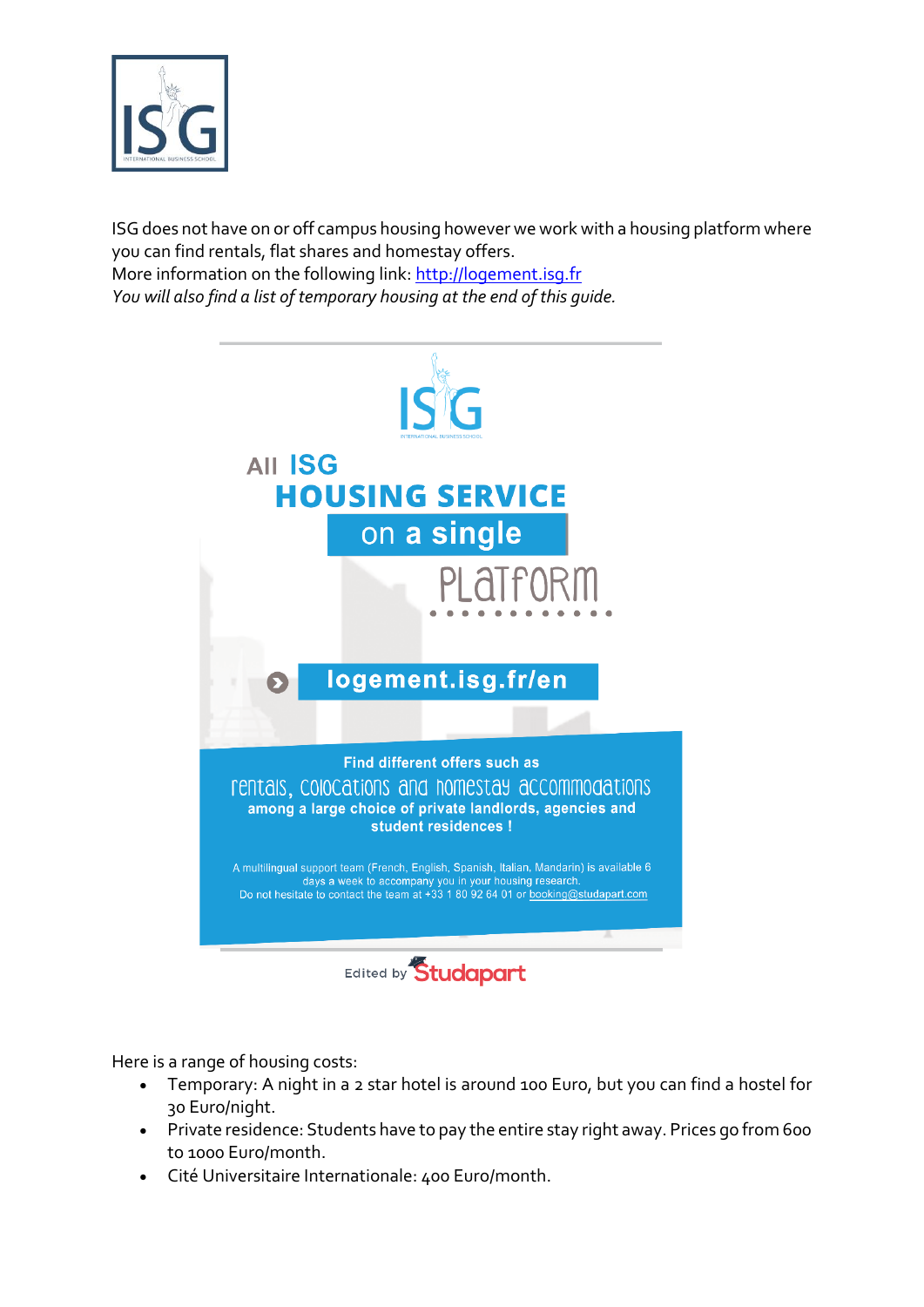ISG does not have on or off campus housing however we work with a housing platform where you can find rentals, flat shares and homestay offers.
More information on the following link: http://logement.isg.fr
*You will also find a list of temporary housing at the end of this guide.*

All ISG
**HOUSING SERVICE**
**on a single**
PLATFORM

**logement.isg.fr/en**

**Find different offers such as**
rentals, colocations and homestay accommodations
**among a large choice of private landlords, agencies and student residences !**

A multilingual support team (French, English, Spanish, Italian, Mandarin) is available 6 days a week to accompany you in your housing research.
Do not hesitate to contact the team at +33 1 80 92 64 01 or booking@studapart.com

Edited by Studapart

Here is a range of housing costs:

- Temporary: A night in a 2 star hotel is around 100 Euro, but you can find a hostel for 30 Euro/night.
- Private residence: Students have to pay the entire stay right away. Prices go from 600 to 1000 Euro/month.
- Cité Universitaire Internationale: 400 Euro/month.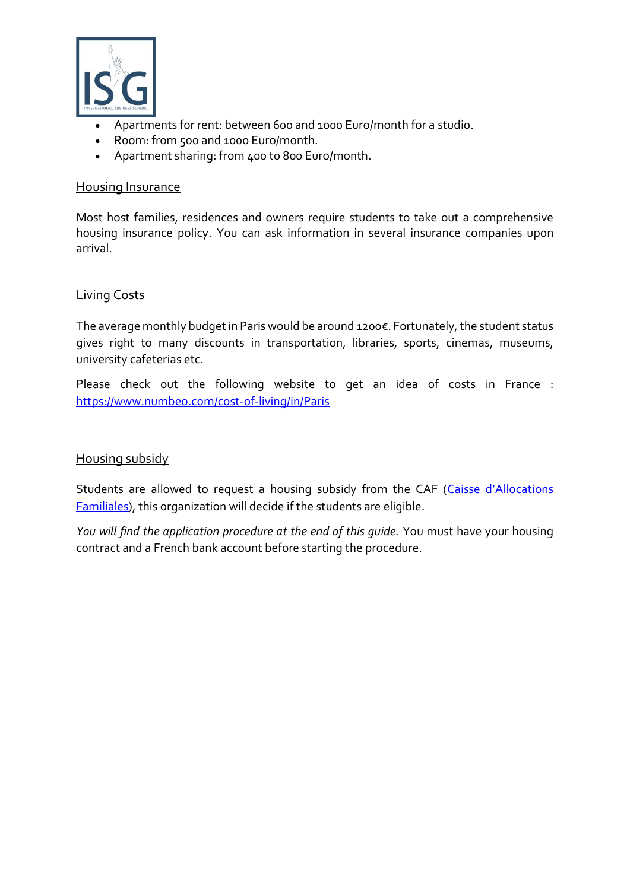- Apartments for rent: between 600 and 1000 Euro/month for a studio.
- Room: from 500 and 1000 Euro/month.
- Apartment sharing: from 400 to 800 Euro/month.

## Housing Insurance

Most host families, residences and owners require students to take out a comprehensive housing insurance policy. You can ask information in several insurance companies upon arrival.

## Living Costs

The average monthly budget in Paris would be around 1200€. Fortunately, the student status gives right to many discounts in transportation, libraries, sports, cinemas, museums, university cafeterias etc.

Please check out the following website to get an idea of costs in France : [https://www.numbeo.com/cost-of-living/in/Paris](https://www.numbeo.com/cost-of-living/in/Paris)

## Housing subsidy

Students are allowed to request a housing subsidy from the CAF (Caisse d'Allocations Familiales), this organization will decide if the students are eligible.

*You will find the application procedure at the end of this guide.* You must have your housing contract and a French bank account before starting the procedure.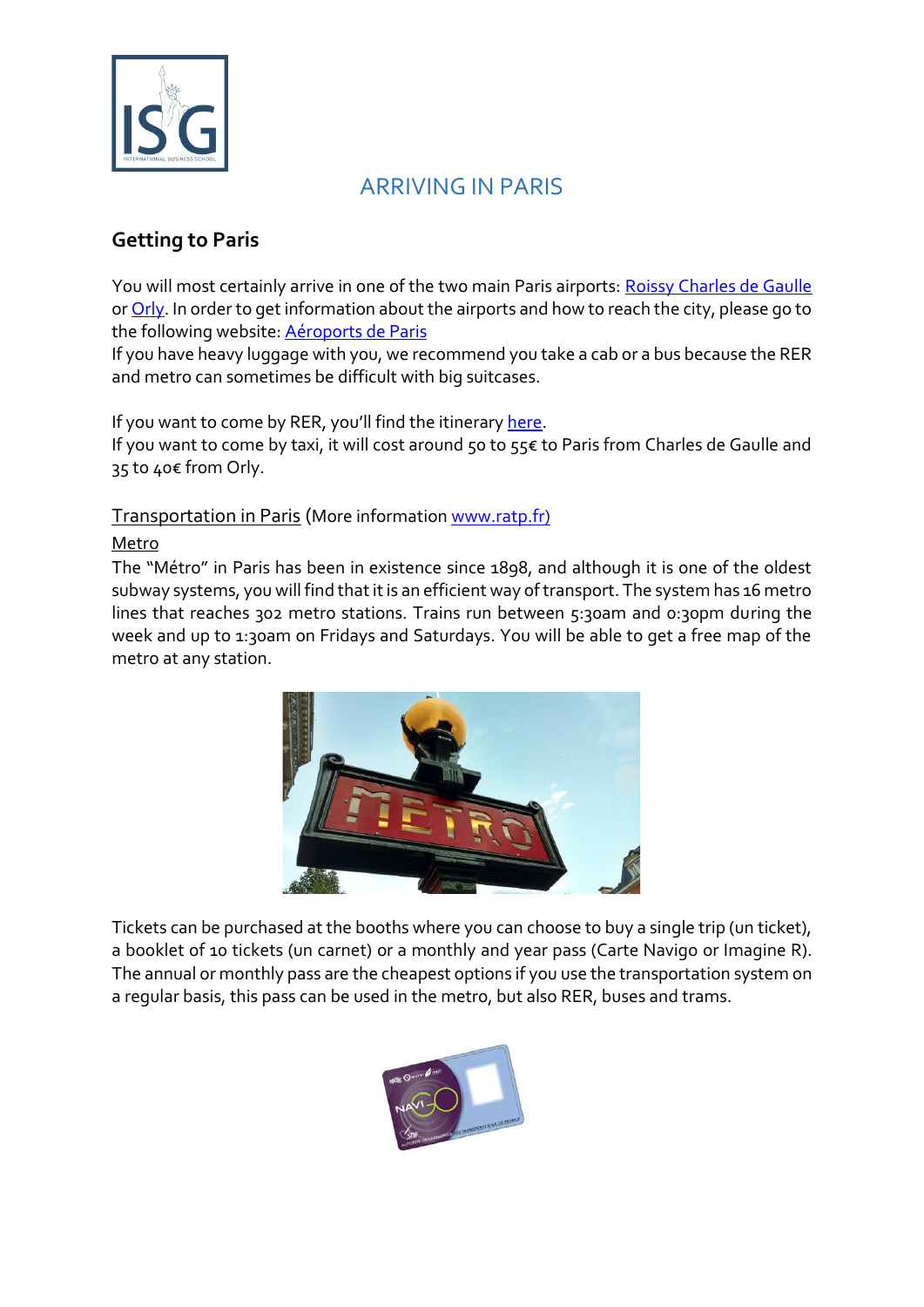# ARRIVING IN PARIS

## Getting to Paris

You will most certainly arrive in one of the two main Paris airports: Roissy Charles de Gaulle or Orly. In order to get information about the airports and how to reach the city, please go to the following website: Aéroports de Paris

If you have heavy luggage with you, we recommend you take a cab or a bus because the RER and metro can sometimes be difficult with big suitcases.

If you want to come by RER, you'll find the itinerary here.

If you want to come by taxi, it will cost around 50 to 55€ to Paris from Charles de Gaulle and 35 to 40€ from Orly.

Transportation in Paris (More information www.ratp.fr)

Metro

The "Métro" in Paris has been in existence since 1898, and although it is one of the oldest subway systems, you will find that it is an efficient way of transport. The system has 16 metro lines that reaches 302 metro stations. Trains run between 5:30am and 0:30pm during the week and up to 1:30am on Fridays and Saturdays. You will be able to get a free map of the metro at any station.

Tickets can be purchased at the booths where you can choose to buy a single trip (un ticket), a booklet of 10 tickets (un carnet) or a monthly and year pass (Carte Navigo or Imagine R). The annual or monthly pass are the cheapest options if you use the transportation system on a regular basis, this pass can be used in the metro, but also RER, buses and trams.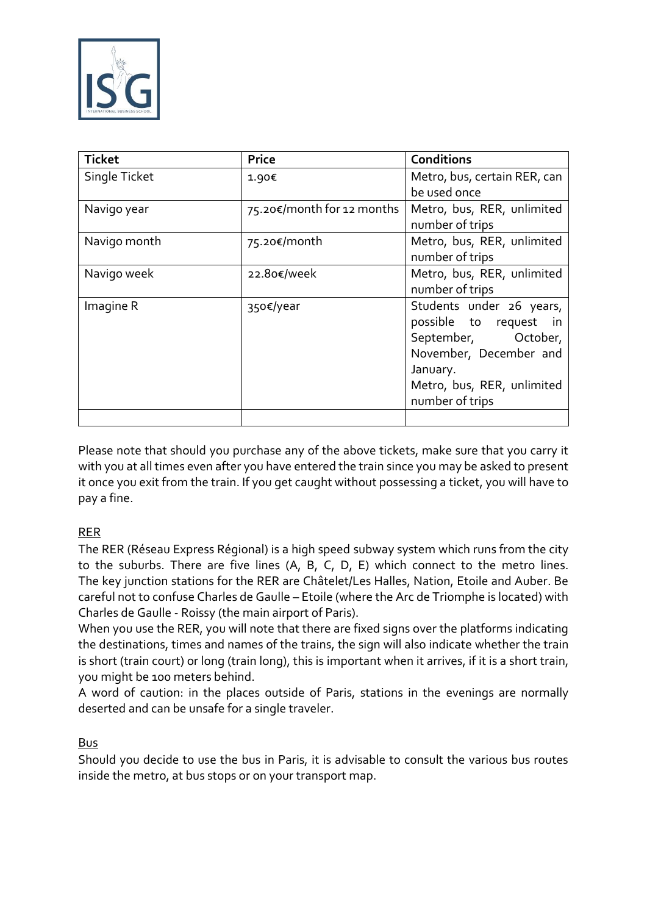| Ticket | Price | Conditions |
| --- | --- | --- |
| Single Ticket | 1.90€ | Metro, bus, certain RER, can be used once |
| Navigo year | 75.20€/month for 12 months | Metro, bus, RER, unlimited number of trips |
| Navigo month | 75.20€/month | Metro, bus, RER, unlimited number of trips |
| Navigo week | 22.80€/week | Metro, bus, RER, unlimited number of trips |
| Imagine R | 350€/year | Students under 26 years, possible to request in September, October, November, December and January. Metro, bus, RER, unlimited number of trips |
| | | |

Please note that should you purchase any of the above tickets, make sure that you carry it with you at all times even after you have entered the train since you may be asked to present it once you exit from the train. If you get caught without possessing a ticket, you will have to pay a fine.

<u>RER</u>

The RER (Réseau Express Régional) is a high speed subway system which runs from the city to the suburbs. There are five lines (A, B, C, D, E) which connect to the metro lines. The key junction stations for the RER are Châtelet/Les Halles, Nation, Etoile and Auber. Be careful not to confuse Charles de Gaulle – Etoile (where the Arc de Triomphe is located) with Charles de Gaulle - Roissy (the main airport of Paris).

When you use the RER, you will note that there are fixed signs over the platforms indicating the destinations, times and names of the trains, the sign will also indicate whether the train is short (train court) or long (train long), this is important when it arrives, if it is a short train, you might be 100 meters behind.

A word of caution: in the places outside of Paris, stations in the evenings are normally deserted and can be unsafe for a single traveler.

<u>Bus</u>

Should you decide to use the bus in Paris, it is advisable to consult the various bus routes inside the metro, at bus stops or on your transport map.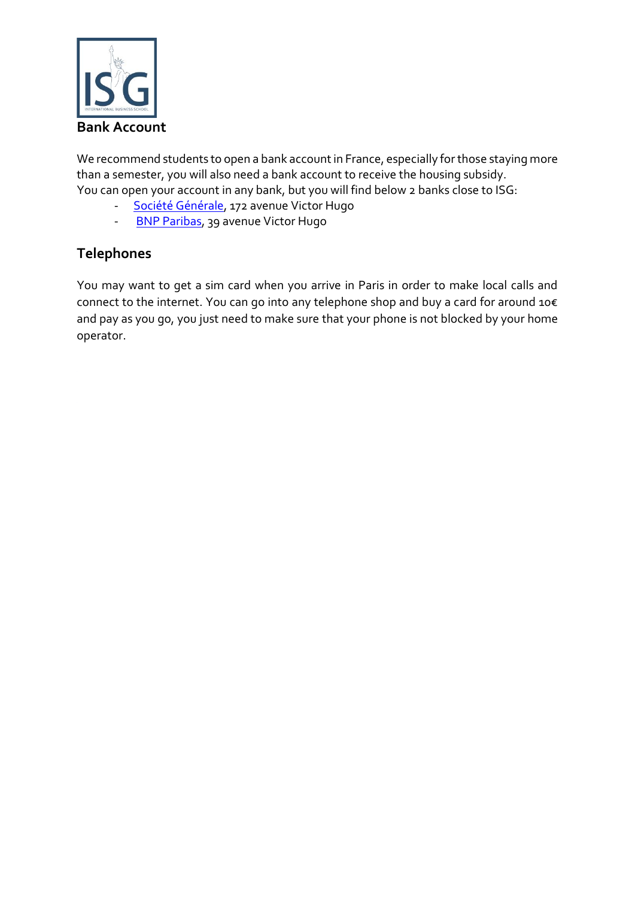## Bank Account

We recommend students to open a bank account in France, especially for those staying more than a semester, you will also need a bank account to receive the housing subsidy.
You can open your account in any bank, but you will find below 2 banks close to ISG:

- Société Générale, 172 avenue Victor Hugo
- BNP Paribas, 39 avenue Victor Hugo

## Telephones

You may want to get a sim card when you arrive in Paris in order to make local calls and connect to the internet. You can go into any telephone shop and buy a card for around 10€ and pay as you go, you just need to make sure that your phone is not blocked by your home operator.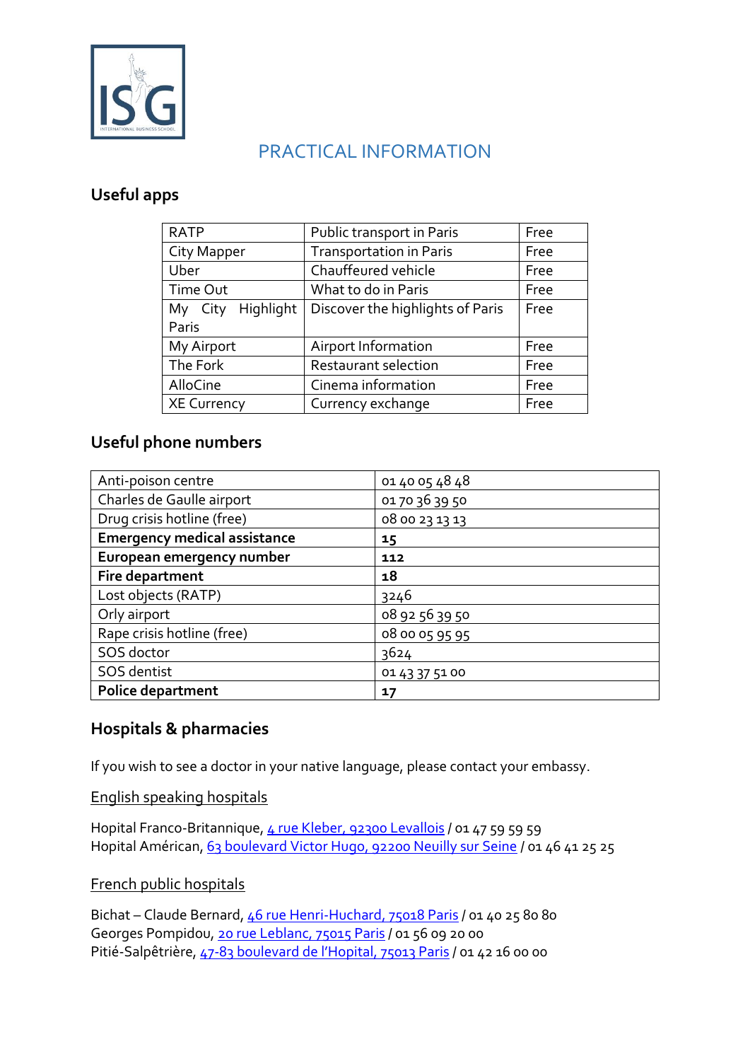# PRACTICAL INFORMATION

## Useful apps

| RATP | Public transport in Paris | Free |
|---|---|---|
| City Mapper | Transportation in Paris | Free |
| Uber | Chauffeured vehicle | Free |
| Time Out | What to do in Paris | Free |
| My City Highlight Paris | Discover the highlights of Paris | Free |
| My Airport | Airport Information | Free |
| The Fork | Restaurant selection | Free |
| AlloCine | Cinema information | Free |
| XE Currency | Currency exchange | Free |

## Useful phone numbers

| Anti-poison centre | 01 40 05 48 48 |
|---|---|
| Charles de Gaulle airport | 01 70 36 39 50 |
| Drug crisis hotline (free) | 08 00 23 13 13 |
| **Emergency medical assistance** | **15** |
| **European emergency number** | **112** |
| **Fire department** | **18** |
| Lost objects (RATP) | 3246 |
| Orly airport | 08 92 56 39 50 |
| Rape crisis hotline (free) | 08 00 05 95 95 |
| SOS doctor | 3624 |
| SOS dentist | 01 43 37 51 00 |
| **Police department** | **17** |

## Hospitals & pharmacies

If you wish to see a doctor in your native language, please contact your embassy.

### English speaking hospitals

Hopital Franco-Britannique, 4 rue Kleber, 92300 Levallois / 01 47 59 59 59
Hopital Américan, 63 boulevard Victor Hugo, 92200 Neuilly sur Seine / 01 46 41 25 25

### French public hospitals

Bichat – Claude Bernard, 46 rue Henri-Huchard, 75018 Paris / 01 40 25 80 80
Georges Pompidou, 20 rue Leblanc, 75015 Paris / 01 56 09 20 00
Pitié-Salpêtrière, 47-83 boulevard de l'Hopital, 75013 Paris / 01 42 16 00 00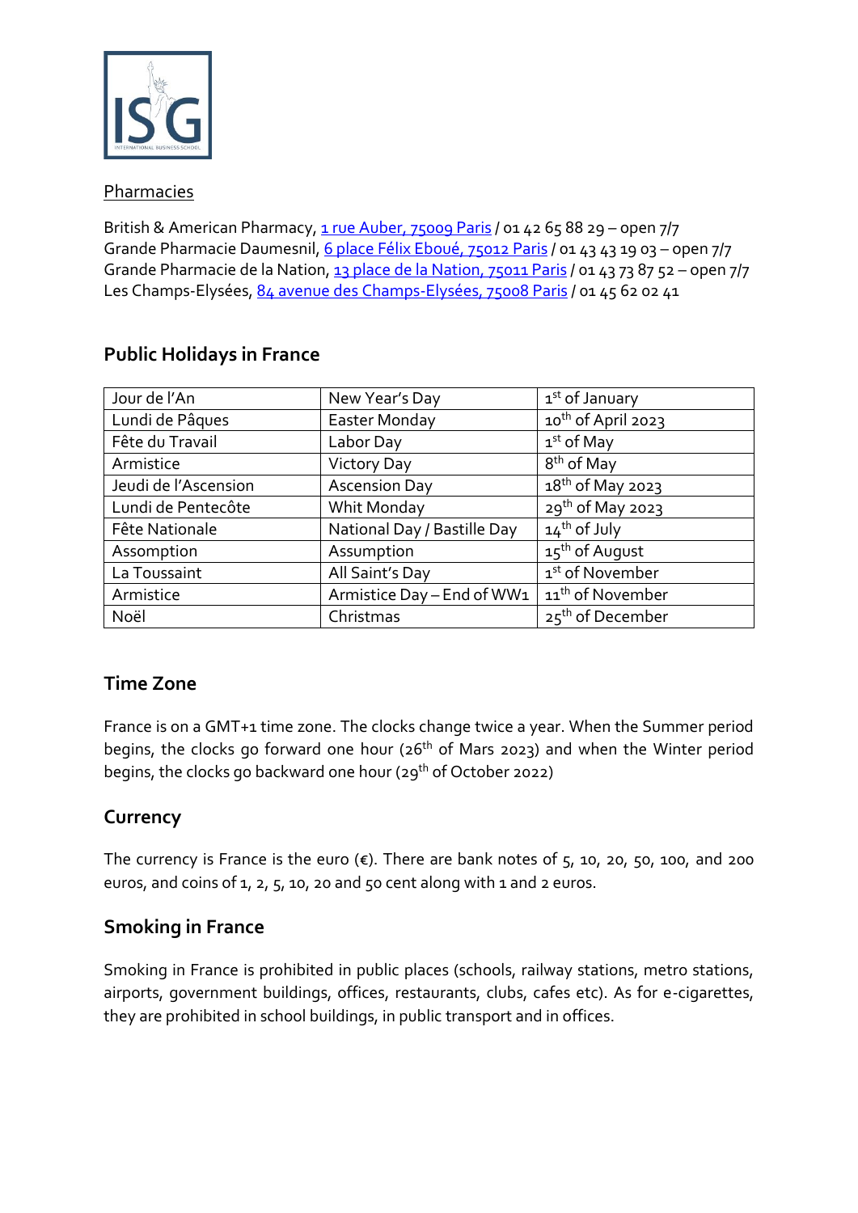Pharmacies

British & American Pharmacy, 1 rue Auber, 75009 Paris / 01 42 65 88 29 – open 7/7
Grande Pharmacie Daumesnil, 6 place Félix Eboué, 75012 Paris / 01 43 43 19 03 – open 7/7
Grande Pharmacie de la Nation, 13 place de la Nation, 75011 Paris / 01 43 73 87 52 – open 7/7
Les Champs-Elysées, 84 avenue des Champs-Elysées, 75008 Paris / 01 45 62 02 41

## Public Holidays in France

| | | |
|---|---|---|
| Jour de l'An | New Year's Day | 1st of January |
| Lundi de Pâques | Easter Monday | 10th of April 2023 |
| Fête du Travail | Labor Day | 1st of May |
| Armistice | Victory Day | 8th of May |
| Jeudi de l'Ascension | Ascension Day | 18th of May 2023 |
| Lundi de Pentecôte | Whit Monday | 29th of May 2023 |
| Fête Nationale | National Day / Bastille Day | 14th of July |
| Assomption | Assumption | 15th of August |
| La Toussaint | All Saint's Day | 1st of November |
| Armistice | Armistice Day – End of WW1 | 11th of November |
| Noël | Christmas | 25th of December |

## Time Zone

France is on a GMT+1 time zone. The clocks change twice a year. When the Summer period begins, the clocks go forward one hour (26th of Mars 2023) and when the Winter period begins, the clocks go backward one hour (29th of October 2022)

## Currency

The currency is France is the euro (€). There are bank notes of 5, 10, 20, 50, 100, and 200 euros, and coins of 1, 2, 5, 10, 20 and 50 cent along with 1 and 2 euros.

## Smoking in France

Smoking in France is prohibited in public places (schools, railway stations, metro stations, airports, government buildings, offices, restaurants, clubs, cafes etc). As for e-cigarettes, they are prohibited in school buildings, in public transport and in offices.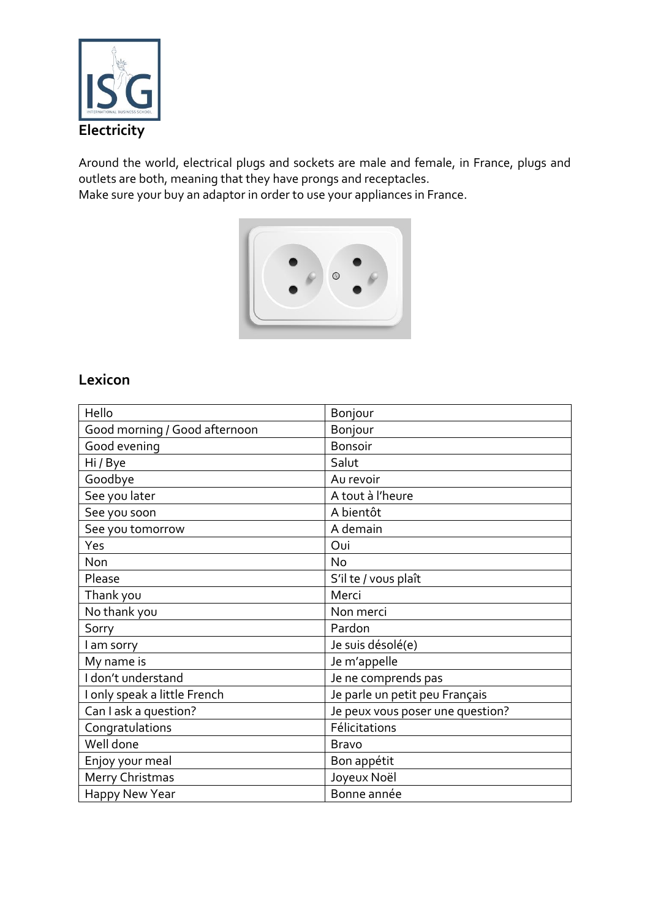## Electricity

Around the world, electrical plugs and sockets are male and female, in France, plugs and outlets are both, meaning that they have prongs and receptacles.
Make sure your buy an adaptor in order to use your appliances in France.

## Lexicon

| Hello | Bonjour |
|---|---|
| Good morning / Good afternoon | Bonjour |
| Good evening | Bonsoir |
| Hi / Bye | Salut |
| Goodbye | Au revoir |
| See you later | A tout à l'heure |
| See you soon | A bientôt |
| See you tomorrow | A demain |
| Yes | Oui |
| Non | No |
| Please | S'il te / vous plaît |
| Thank you | Merci |
| No thank you | Non merci |
| Sorry | Pardon |
| I am sorry | Je suis désolé(e) |
| My name is | Je m'appelle |
| I don't understand | Je ne comprends pas |
| I only speak a little French | Je parle un petit peu Français |
| Can I ask a question? | Je peux vous poser une question? |
| Congratulations | Félicitations |
| Well done | Bravo |
| Enjoy your meal | Bon appétit |
| Merry Christmas | Joyeux Noël |
| Happy New Year | Bonne année |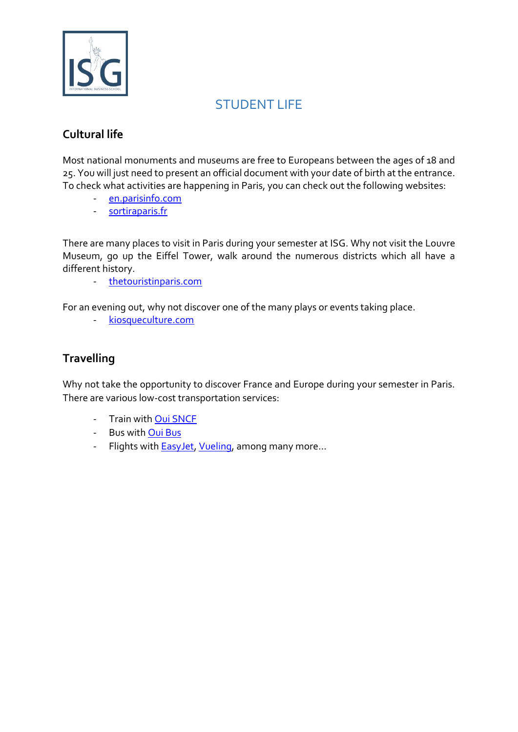# STUDENT LIFE

## Cultural life

Most national monuments and museums are free to Europeans between the ages of 18 and 25. You will just need to present an official document with your date of birth at the entrance. To check what activities are happening in Paris, you can check out the following websites:

- en.parisinfo.com
- sortiraparis.fr

There are many places to visit in Paris during your semester at ISG. Why not visit the Louvre Museum, go up the Eiffel Tower, walk around the numerous districts which all have a different history.

- thetouristinparis.com

For an evening out, why not discover one of the many plays or events taking place.

- kiosqueculture.com

## Travelling

Why not take the opportunity to discover France and Europe during your semester in Paris. There are various low-cost transportation services:

- Train with Oui SNCF
- Bus with Oui Bus
- Flights with EasyJet, Vueling, among many more…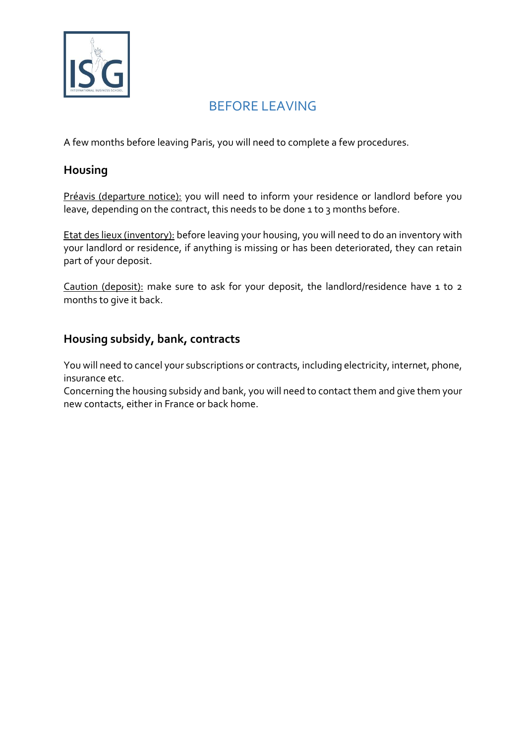# BEFORE LEAVING

A few months before leaving Paris, you will need to complete a few procedures.

## Housing

Préavis (departure notice): you will need to inform your residence or landlord before you leave, depending on the contract, this needs to be done 1 to 3 months before.

Etat des lieux (inventory): before leaving your housing, you will need to do an inventory with your landlord or residence, if anything is missing or has been deteriorated, they can retain part of your deposit.

Caution (deposit): make sure to ask for your deposit, the landlord/residence have 1 to 2 months to give it back.

## Housing subsidy, bank, contracts

You will need to cancel your subscriptions or contracts, including electricity, internet, phone, insurance etc.
Concerning the housing subsidy and bank, you will need to contact them and give them your new contacts, either in France or back home.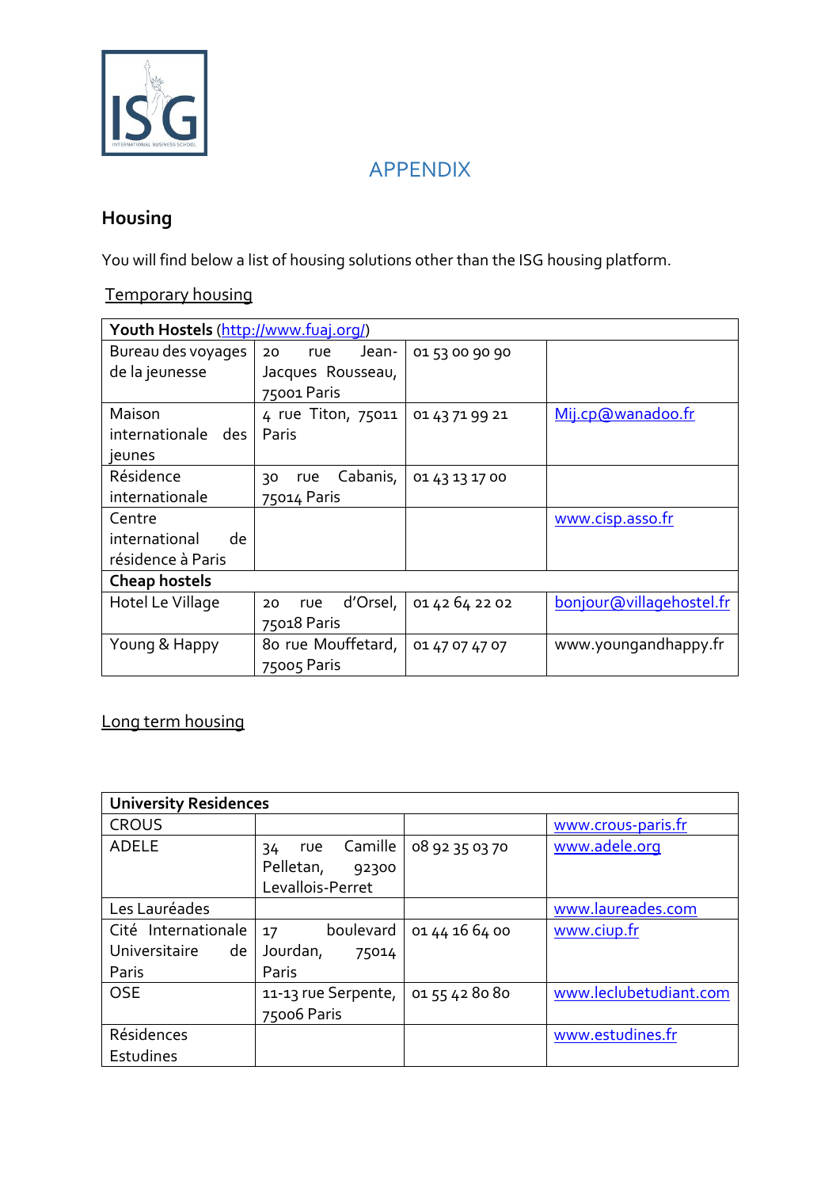# APPENDIX

## Housing

You will find below a list of housing solutions other than the ISG housing platform.

### Temporary housing

| **Youth Hostels** (http://www.fuaj.org/) | | | |
|---|---|---|---|
| Bureau des voyages de la jeunesse | 20 rue Jean-Jacques Rousseau, 75001 Paris | 01 53 00 90 90 | |
| Maison internationale des jeunes | 4 rue Titon, 75011 Paris | 01 43 71 99 21 | Mij.cp@wanadoo.fr |
| Résidence internationale | 30 rue Cabanis, 75014 Paris | 01 43 13 17 00 | |
| Centre international de résidence à Paris | | | www.cisp.asso.fr |
| **Cheap hostels** | | | |
| Hotel Le Village | 20 rue d'Orsel, 75018 Paris | 01 42 64 22 02 | bonjour@villagehostel.fr |
| Young & Happy | 80 rue Mouffetard, 75005 Paris | 01 47 07 47 07 | www.youngandhappy.fr |

### Long term housing

| **University Residences** | | | |
|---|---|---|---|
| CROUS | | | www.crous-paris.fr |
| ADELE | 34 rue Camille Pelletan, 92300 Levallois-Perret | 08 92 35 03 70 | www.adele.org |
| Les Lauréades | | | www.laureades.com |
| Cité Internationale Universitaire de Paris | 17 boulevard Jourdan, 75014 Paris | 01 44 16 64 00 | www.ciup.fr |
| OSE | 11-13 rue Serpente, 75006 Paris | 01 55 42 80 80 | www.leclubetudiant.com |
| Résidences Estudines | | | www.estudines.fr |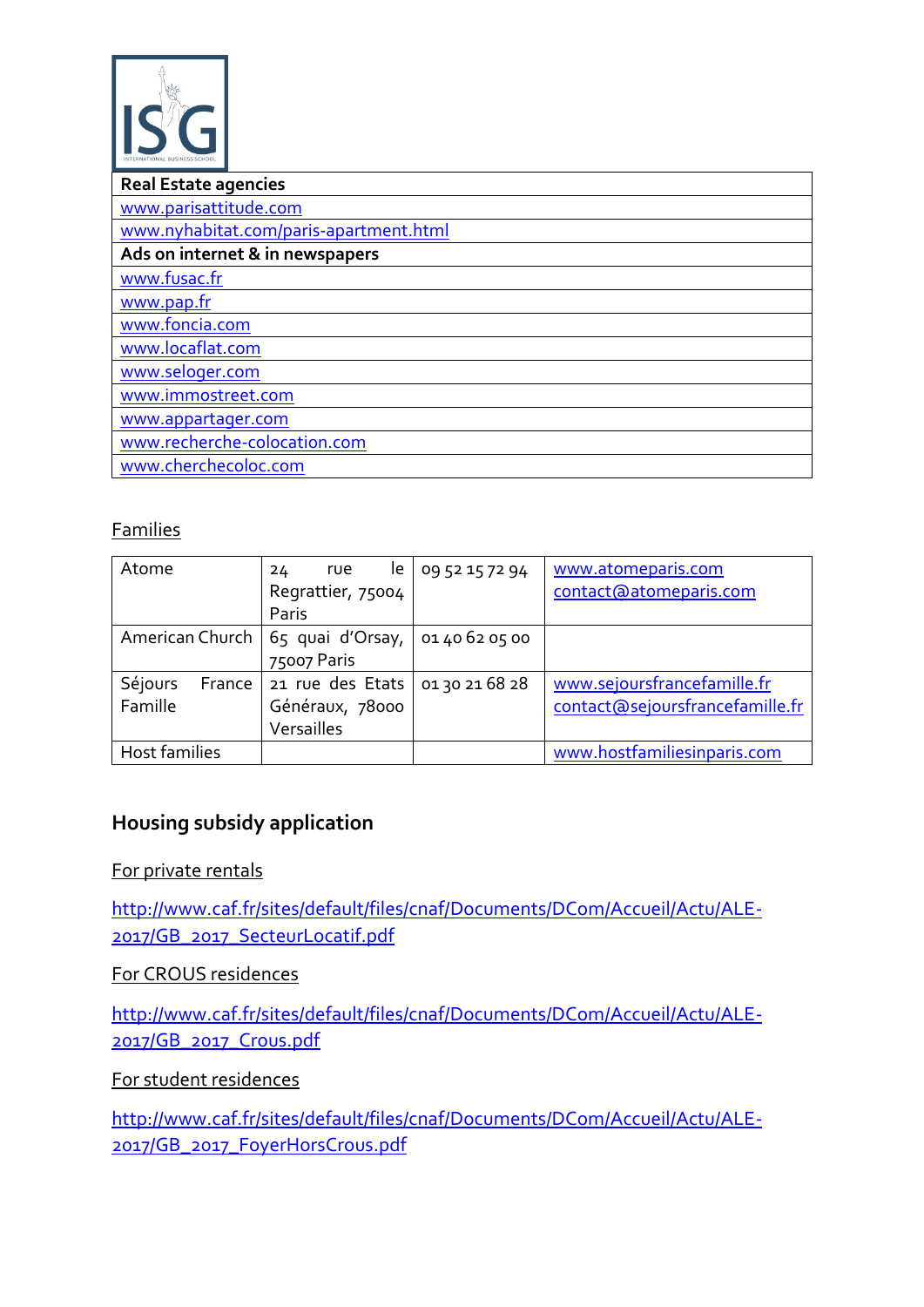| Real Estate agencies |
|---|
| www.parisattitude.com |
| www.nyhabitat.com/paris-apartment.html |
| **Ads on internet & in newspapers** |
| www.fusac.fr |
| www.pap.fr |
| www.foncia.com |
| www.locaflat.com |
| www.seloger.com |
| www.immostreet.com |
| www.appartager.com |
| www.recherche-colocation.com |
| www.cherchecoloc.com |

Families

| | | | |
|---|---|---|---|
| Atome | 24 rue le Regrattier, 75004 Paris | 09 52 15 72 94 | www.atomeparis.com contact@atomeparis.com |
| American Church | 65 quai d'Orsay, 75007 Paris | 01 40 62 05 00 | |
| Séjours France Famille | 21 rue des Etats Généraux, 78000 Versailles | 01 30 21 68 28 | www.sejoursfrancefamille.fr contact@sejoursfrancefamille.fr |
| Host families | | | www.hostfamiliesinparis.com |

## Housing subsidy application

For private rentals

http://www.caf.fr/sites/default/files/cnaf/Documents/DCom/Accueil/Actu/ALE-2017/GB_2017_SecteurLocatif.pdf

For CROUS residences

http://www.caf.fr/sites/default/files/cnaf/Documents/DCom/Accueil/Actu/ALE-2017/GB_2017_Crous.pdf

For student residences

http://www.caf.fr/sites/default/files/cnaf/Documents/DCom/Accueil/Actu/ALE-2017/GB_2017_FoyerHorsCrous.pdf